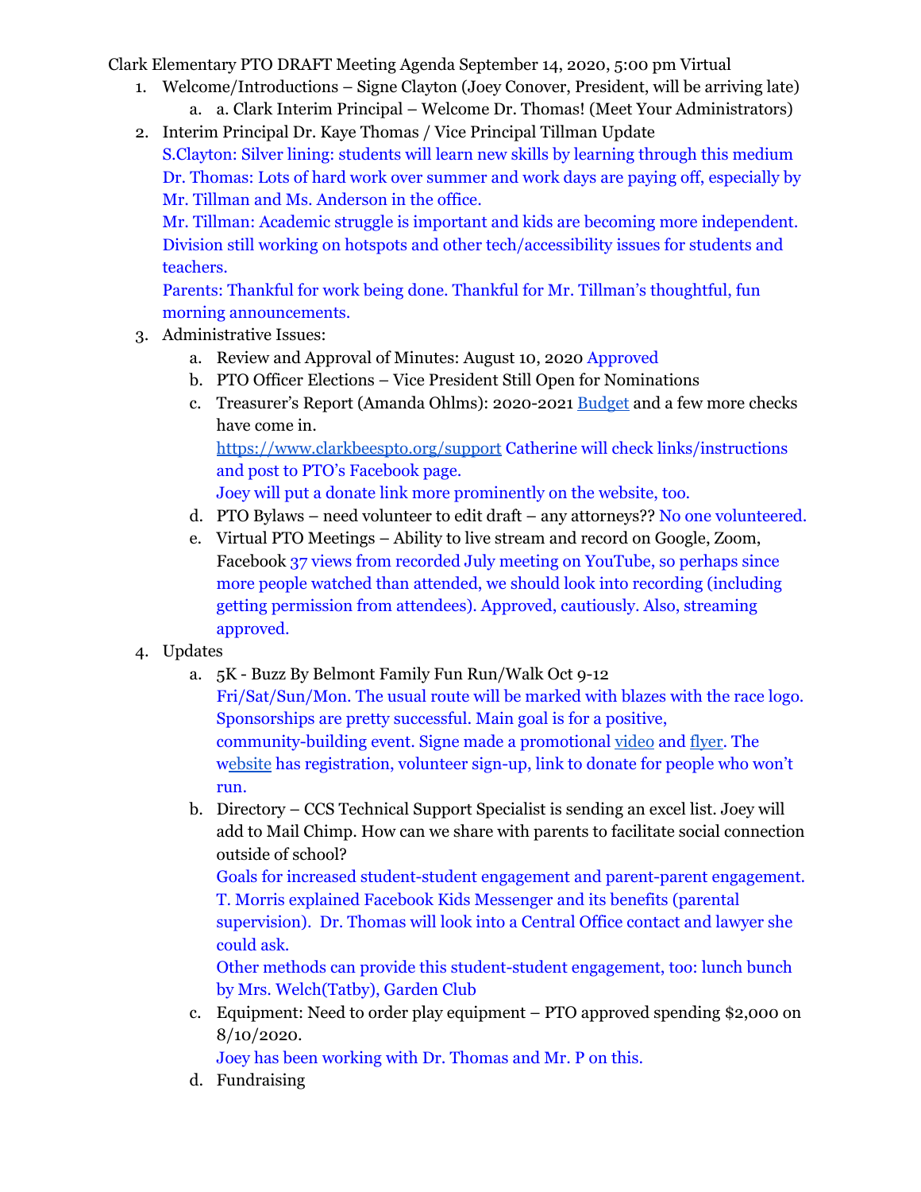Clark Elementary PTO DRAFT Meeting Agenda September 14, 2020, 5:00 pm Virtual

1. Welcome/Introductions – Signe Clayton (Joey Conover, President, will be arriving late)
   a. a. Clark Interim Principal – Welcome Dr. Thomas! (Meet Your Administrators)
2. Interim Principal Dr. Kaye Thomas / Vice Principal Tillman Update
   S.Clayton: Silver lining: students will learn new skills by learning through this medium
   Dr. Thomas: Lots of hard work over summer and work days are paying off, especially by Mr. Tillman and Ms. Anderson in the office.
   Mr. Tillman: Academic struggle is important and kids are becoming more independent. Division still working on hotspots and other tech/accessibility issues for students and teachers.
   Parents: Thankful for work being done. Thankful for Mr. Tillman's thoughtful, fun morning announcements.
3. Administrative Issues:
   a. Review and Approval of Minutes: August 10, 2020 Approved
   b. PTO Officer Elections – Vice President Still Open for Nominations
   c. Treasurer's Report (Amanda Ohlms): 2020-2021 Budget and a few more checks have come in.
      https://www.clarkbeespto.org/support Catherine will check links/instructions and post to PTO's Facebook page.
      Joey will put a donate link more prominently on the website, too.
   d. PTO Bylaws – need volunteer to edit draft – any attorneys?? No one volunteered.
   e. Virtual PTO Meetings – Ability to live stream and record on Google, Zoom, Facebook 37 views from recorded July meeting on YouTube, so perhaps since more people watched than attended, we should look into recording (including getting permission from attendees). Approved, cautiously. Also, streaming approved.
4. Updates
   a. 5K - Buzz By Belmont Family Fun Run/Walk Oct 9-12
      Fri/Sat/Sun/Mon. The usual route will be marked with blazes with the race logo. Sponsorships are pretty successful. Main goal is for a positive, community-building event. Signe made a promotional video and flyer. The website has registration, volunteer sign-up, link to donate for people who won't run.
   b. Directory – CCS Technical Support Specialist is sending an excel list. Joey will add to Mail Chimp. How can we share with parents to facilitate social connection outside of school?
      Goals for increased student-student engagement and parent-parent engagement. T. Morris explained Facebook Kids Messenger and its benefits (parental supervision). Dr. Thomas will look into a Central Office contact and lawyer she could ask.
      Other methods can provide this student-student engagement, too: lunch bunch by Mrs. Welch(Tatby), Garden Club
   c. Equipment: Need to order play equipment – PTO approved spending $2,000 on 8/10/2020.
      Joey has been working with Dr. Thomas and Mr. P on this.
   d. Fundraising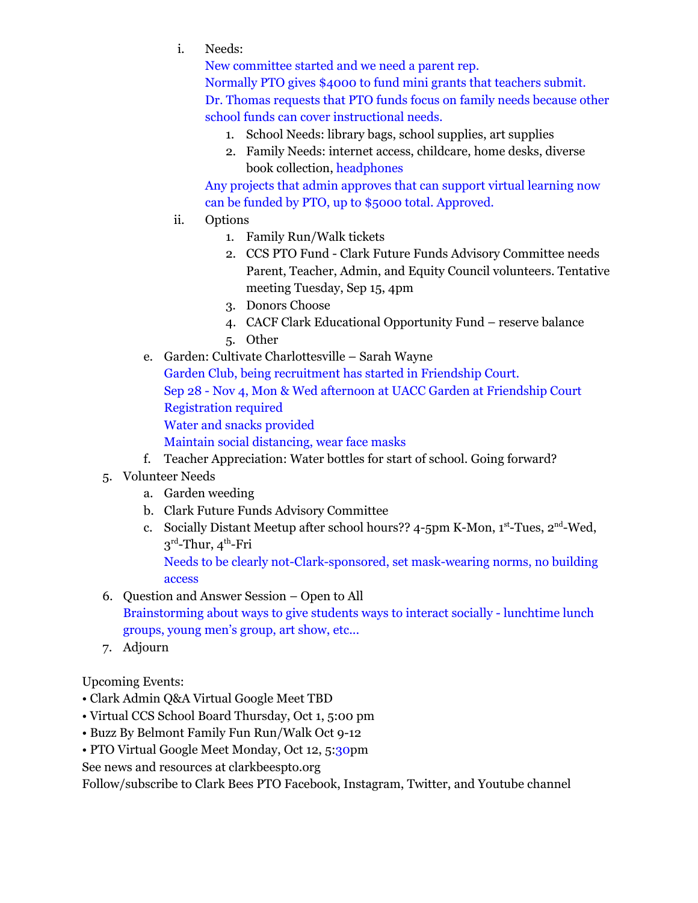i. Needs:

   New committee started and we need a parent rep.
   Normally PTO gives $4000 to fund mini grants that teachers submit.
   Dr. Thomas requests that PTO funds focus on family needs because other school funds can cover instructional needs.

   1. School Needs: library bags, school supplies, art supplies
   2. Family Needs: internet access, childcare, home desks, diverse book collection, headphones

   Any projects that admin approves that can support virtual learning now can be funded by PTO, up to $5000 total. Approved.

ii. Options

   1. Family Run/Walk tickets
   2. CCS PTO Fund - Clark Future Funds Advisory Committee needs Parent, Teacher, Admin, and Equity Council volunteers. Tentative meeting Tuesday, Sep 15, 4pm
   3. Donors Choose
   4. CACF Clark Educational Opportunity Fund – reserve balance
   5. Other

e. Garden: Cultivate Charlottesville – Sarah Wayne

   Garden Club, being recruitment has started in Friendship Court.
   Sep 28 - Nov 4, Mon & Wed afternoon at UACC Garden at Friendship Court
   Registration required
   Water and snacks provided
   Maintain social distancing, wear face masks

f. Teacher Appreciation: Water bottles for start of school. Going forward?

5. Volunteer Needs
   a. Garden weeding
   b. Clark Future Funds Advisory Committee
   c. Socially Distant Meetup after school hours?? 4-5pm K-Mon, 1st-Tues, 2nd-Wed, 3rd-Thur, 4th-Fri

      Needs to be clearly not-Clark-sponsored, set mask-wearing norms, no building access

6. Question and Answer Session – Open to All

   Brainstorming about ways to give students ways to interact socially - lunchtime lunch groups, young men's group, art show, etc...

7. Adjourn

Upcoming Events:

• Clark Admin Q&A Virtual Google Meet TBD
• Virtual CCS School Board Thursday, Oct 1, 5:00 pm
• Buzz By Belmont Family Fun Run/Walk Oct 9-12
• PTO Virtual Google Meet Monday, Oct 12, 5:30pm

See news and resources at clarkbeespto.org

Follow/subscribe to Clark Bees PTO Facebook, Instagram, Twitter, and Youtube channel